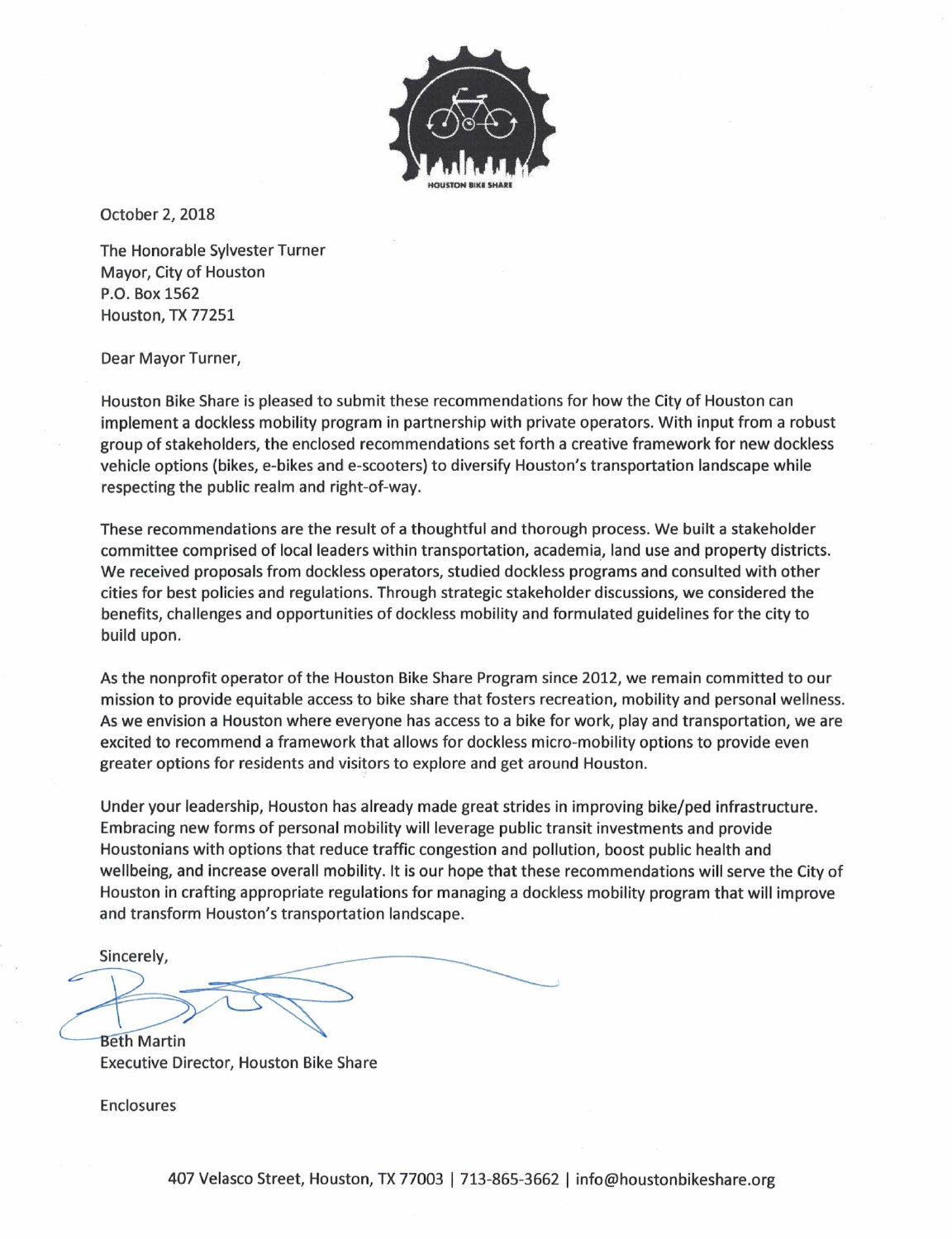HOUSTON BIKE SHARE

October 2, 2018

The Honorable Sylvester Turner
Mayor, City of Houston
P.O. Box 1562
Houston, TX 77251

Dear Mayor Turner,

Houston Bike Share is pleased to submit these recommendations for how the City of Houston can implement a dockless mobility program in partnership with private operators. With input from a robust group of stakeholders, the enclosed recommendations set forth a creative framework for new dockless vehicle options (bikes, e-bikes and e-scooters) to diversify Houston's transportation landscape while respecting the public realm and right-of-way.

These recommendations are the result of a thoughtful and thorough process. We built a stakeholder committee comprised of local leaders within transportation, academia, land use and property districts. We received proposals from dockless operators, studied dockless programs and consulted with other cities for best policies and regulations. Through strategic stakeholder discussions, we considered the benefits, challenges and opportunities of dockless mobility and formulated guidelines for the city to build upon.

As the nonprofit operator of the Houston Bike Share Program since 2012, we remain committed to our mission to provide equitable access to bike share that fosters recreation, mobility and personal wellness. As we envision a Houston where everyone has access to a bike for work, play and transportation, we are excited to recommend a framework that allows for dockless micro-mobility options to provide even greater options for residents and visitors to explore and get around Houston.

Under your leadership, Houston has already made great strides in improving bike/ped infrastructure. Embracing new forms of personal mobility will leverage public transit investments and provide Houstonians with options that reduce traffic congestion and pollution, boost public health and wellbeing, and increase overall mobility. It is our hope that these recommendations will serve the City of Houston in crafting appropriate regulations for managing a dockless mobility program that will improve and transform Houston's transportation landscape.

Sincerely,

Beth Martin
Executive Director, Houston Bike Share

Enclosures

407 Velasco Street, Houston, TX 77003 | 713-865-3662 | info@houstonbikeshare.org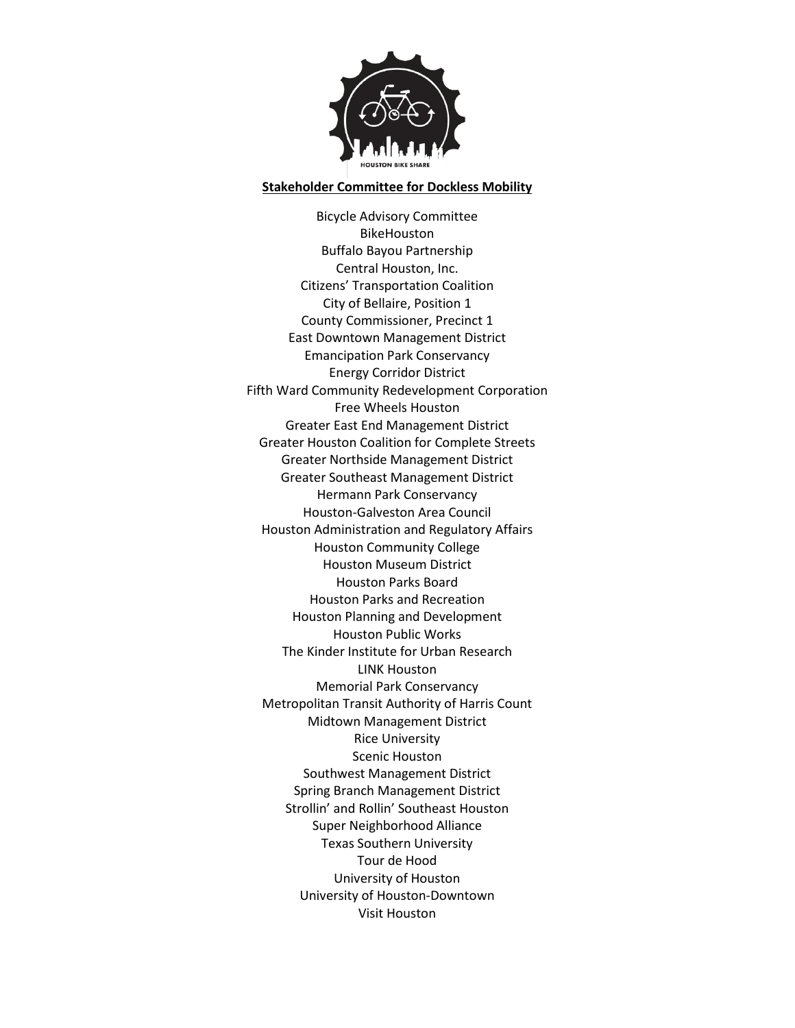HOUSTON BIKE SHARE

**Stakeholder Committee for Dockless Mobility**

Bicycle Advisory Committee
BikeHouston
Buffalo Bayou Partnership
Central Houston, Inc.
Citizens' Transportation Coalition
City of Bellaire, Position 1
County Commissioner, Precinct 1
East Downtown Management District
Emancipation Park Conservancy
Energy Corridor District
Fifth Ward Community Redevelopment Corporation
Free Wheels Houston
Greater East End Management District
Greater Houston Coalition for Complete Streets
Greater Northside Management District
Greater Southeast Management District
Hermann Park Conservancy
Houston-Galveston Area Council
Houston Administration and Regulatory Affairs
Houston Community College
Houston Museum District
Houston Parks Board
Houston Parks and Recreation
Houston Planning and Development
Houston Public Works
The Kinder Institute for Urban Research
LINK Houston
Memorial Park Conservancy
Metropolitan Transit Authority of Harris Count
Midtown Management District
Rice University
Scenic Houston
Southwest Management District
Spring Branch Management District
Strollin' and Rollin' Southeast Houston
Super Neighborhood Alliance
Texas Southern University
Tour de Hood
University of Houston
University of Houston-Downtown
Visit Houston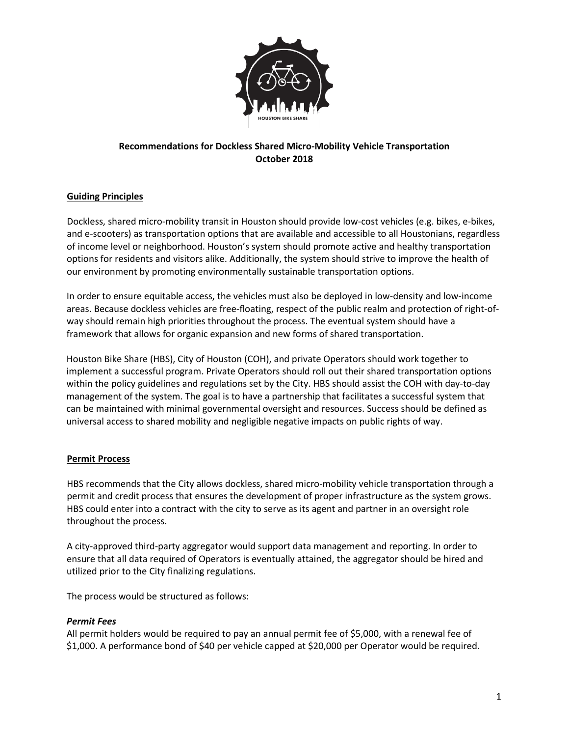**Recommendations for Dockless Shared Micro-Mobility Vehicle Transportation**
**October 2018**

## Guiding Principles

Dockless, shared micro-mobility transit in Houston should provide low-cost vehicles (e.g. bikes, e-bikes, and e-scooters) as transportation options that are available and accessible to all Houstonians, regardless of income level or neighborhood. Houston's system should promote active and healthy transportation options for residents and visitors alike. Additionally, the system should strive to improve the health of our environment by promoting environmentally sustainable transportation options.

In order to ensure equitable access, the vehicles must also be deployed in low-density and low-income areas. Because dockless vehicles are free-floating, respect of the public realm and protection of right-of-way should remain high priorities throughout the process. The eventual system should have a framework that allows for organic expansion and new forms of shared transportation.

Houston Bike Share (HBS), City of Houston (COH), and private Operators should work together to implement a successful program. Private Operators should roll out their shared transportation options within the policy guidelines and regulations set by the City. HBS should assist the COH with day-to-day management of the system. The goal is to have a partnership that facilitates a successful system that can be maintained with minimal governmental oversight and resources. Success should be defined as universal access to shared mobility and negligible negative impacts on public rights of way.

## Permit Process

HBS recommends that the City allows dockless, shared micro-mobility vehicle transportation through a permit and credit process that ensures the development of proper infrastructure as the system grows. HBS could enter into a contract with the city to serve as its agent and partner in an oversight role throughout the process.

A city-approved third-party aggregator would support data management and reporting. In order to ensure that all data required of Operators is eventually attained, the aggregator should be hired and utilized prior to the City finalizing regulations.

The process would be structured as follows:

### *Permit Fees*

All permit holders would be required to pay an annual permit fee of $5,000, with a renewal fee of $1,000. A performance bond of $40 per vehicle capped at $20,000 per Operator would be required.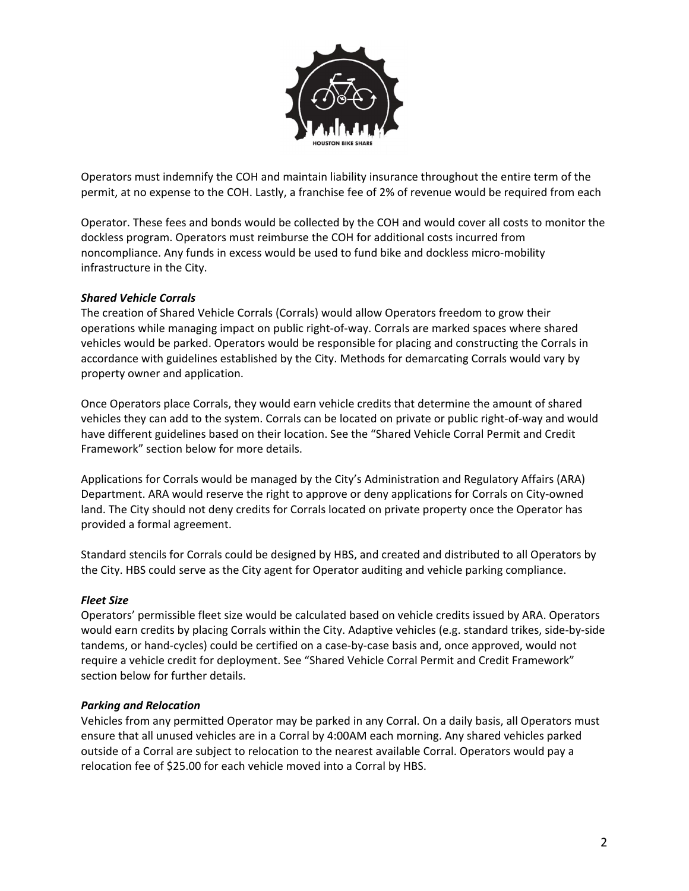Operators must indemnify the COH and maintain liability insurance throughout the entire term of the permit, at no expense to the COH. Lastly, a franchise fee of 2% of revenue would be required from each

Operator. These fees and bonds would be collected by the COH and would cover all costs to monitor the dockless program. Operators must reimburse the COH for additional costs incurred from noncompliance. Any funds in excess would be used to fund bike and dockless micro-mobility infrastructure in the City.

***Shared Vehicle Corrals***

The creation of Shared Vehicle Corrals (Corrals) would allow Operators freedom to grow their operations while managing impact on public right-of-way. Corrals are marked spaces where shared vehicles would be parked. Operators would be responsible for placing and constructing the Corrals in accordance with guidelines established by the City. Methods for demarcating Corrals would vary by property owner and application.

Once Operators place Corrals, they would earn vehicle credits that determine the amount of shared vehicles they can add to the system. Corrals can be located on private or public right-of-way and would have different guidelines based on their location. See the "Shared Vehicle Corral Permit and Credit Framework" section below for more details.

Applications for Corrals would be managed by the City's Administration and Regulatory Affairs (ARA) Department. ARA would reserve the right to approve or deny applications for Corrals on City-owned land. The City should not deny credits for Corrals located on private property once the Operator has provided a formal agreement.

Standard stencils for Corrals could be designed by HBS, and created and distributed to all Operators by the City. HBS could serve as the City agent for Operator auditing and vehicle parking compliance.

***Fleet Size***

Operators' permissible fleet size would be calculated based on vehicle credits issued by ARA. Operators would earn credits by placing Corrals within the City. Adaptive vehicles (e.g. standard trikes, side-by-side tandems, or hand-cycles) could be certified on a case-by-case basis and, once approved, would not require a vehicle credit for deployment. See "Shared Vehicle Corral Permit and Credit Framework" section below for further details.

***Parking and Relocation***

Vehicles from any permitted Operator may be parked in any Corral. On a daily basis, all Operators must ensure that all unused vehicles are in a Corral by 4:00AM each morning. Any shared vehicles parked outside of a Corral are subject to relocation to the nearest available Corral. Operators would pay a relocation fee of $25.00 for each vehicle moved into a Corral by HBS.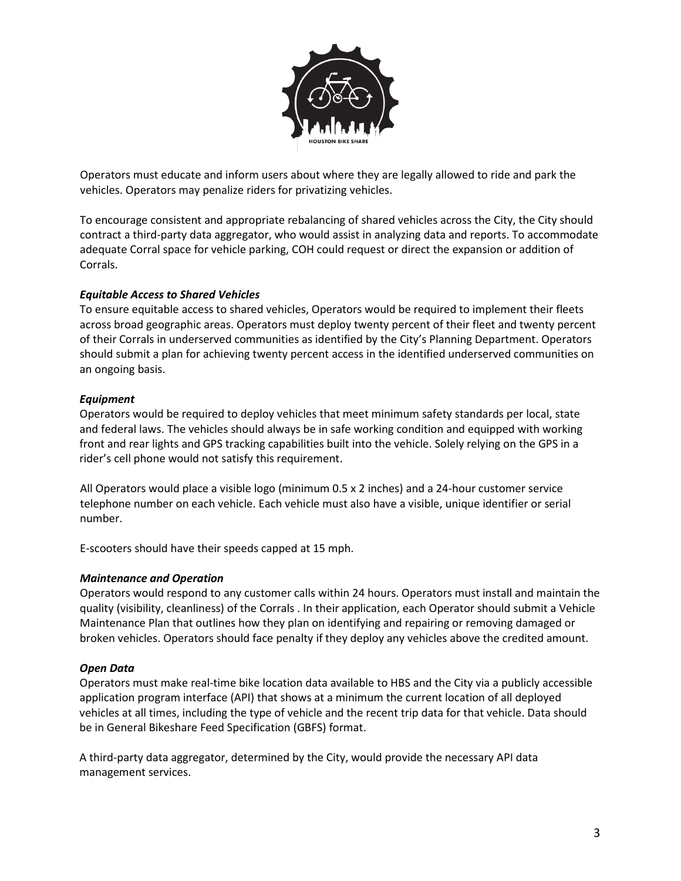Operators must educate and inform users about where they are legally allowed to ride and park the vehicles. Operators may penalize riders for privatizing vehicles.

To encourage consistent and appropriate rebalancing of shared vehicles across the City, the City should contract a third-party data aggregator, who would assist in analyzing data and reports. To accommodate adequate Corral space for vehicle parking, COH could request or direct the expansion or addition of Corrals.

***Equitable Access to Shared Vehicles***

To ensure equitable access to shared vehicles, Operators would be required to implement their fleets across broad geographic areas. Operators must deploy twenty percent of their fleet and twenty percent of their Corrals in underserved communities as identified by the City's Planning Department. Operators should submit a plan for achieving twenty percent access in the identified underserved communities on an ongoing basis.

***Equipment***

Operators would be required to deploy vehicles that meet minimum safety standards per local, state and federal laws. The vehicles should always be in safe working condition and equipped with working front and rear lights and GPS tracking capabilities built into the vehicle. Solely relying on the GPS in a rider's cell phone would not satisfy this requirement.

All Operators would place a visible logo (minimum 0.5 x 2 inches) and a 24-hour customer service telephone number on each vehicle. Each vehicle must also have a visible, unique identifier or serial number.

E-scooters should have their speeds capped at 15 mph.

***Maintenance and Operation***

Operators would respond to any customer calls within 24 hours. Operators must install and maintain the quality (visibility, cleanliness) of the Corrals . In their application, each Operator should submit a Vehicle Maintenance Plan that outlines how they plan on identifying and repairing or removing damaged or broken vehicles. Operators should face penalty if they deploy any vehicles above the credited amount.

***Open Data***

Operators must make real-time bike location data available to HBS and the City via a publicly accessible application program interface (API) that shows at a minimum the current location of all deployed vehicles at all times, including the type of vehicle and the recent trip data for that vehicle. Data should be in General Bikeshare Feed Specification (GBFS) format.

A third-party data aggregator, determined by the City, would provide the necessary API data management services.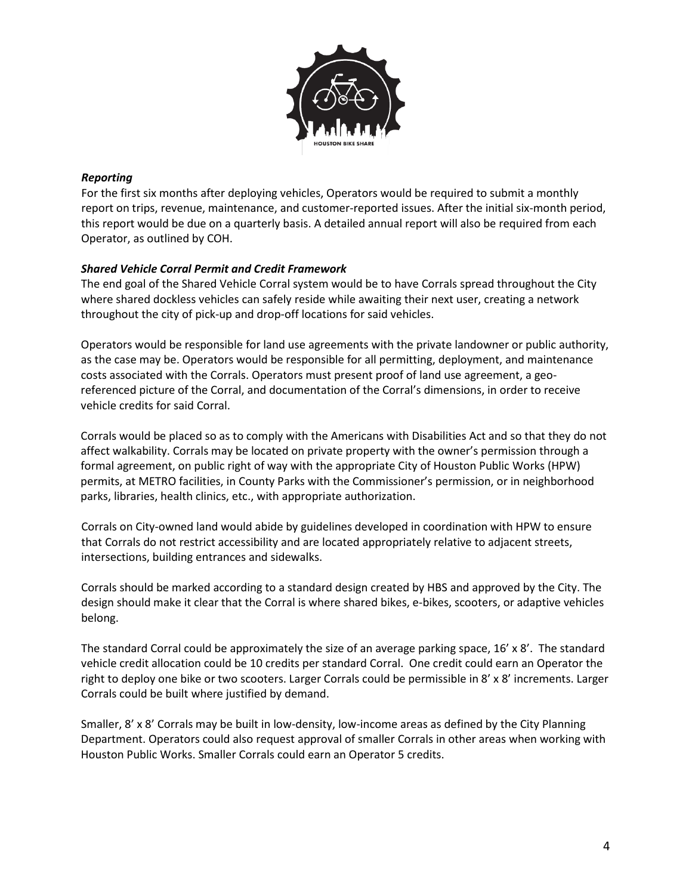### *Reporting*

For the first six months after deploying vehicles, Operators would be required to submit a monthly report on trips, revenue, maintenance, and customer-reported issues. After the initial six-month period, this report would be due on a quarterly basis. A detailed annual report will also be required from each Operator, as outlined by COH.

### *Shared Vehicle Corral Permit and Credit Framework*

The end goal of the Shared Vehicle Corral system would be to have Corrals spread throughout the City where shared dockless vehicles can safely reside while awaiting their next user, creating a network throughout the city of pick-up and drop-off locations for said vehicles.

Operators would be responsible for land use agreements with the private landowner or public authority, as the case may be. Operators would be responsible for all permitting, deployment, and maintenance costs associated with the Corrals. Operators must present proof of land use agreement, a geo-referenced picture of the Corral, and documentation of the Corral's dimensions, in order to receive vehicle credits for said Corral.

Corrals would be placed so as to comply with the Americans with Disabilities Act and so that they do not affect walkability. Corrals may be located on private property with the owner's permission through a formal agreement, on public right of way with the appropriate City of Houston Public Works (HPW) permits, at METRO facilities, in County Parks with the Commissioner's permission, or in neighborhood parks, libraries, health clinics, etc., with appropriate authorization.

Corrals on City-owned land would abide by guidelines developed in coordination with HPW to ensure that Corrals do not restrict accessibility and are located appropriately relative to adjacent streets, intersections, building entrances and sidewalks.

Corrals should be marked according to a standard design created by HBS and approved by the City. The design should make it clear that the Corral is where shared bikes, e-bikes, scooters, or adaptive vehicles belong.

The standard Corral could be approximately the size of an average parking space, 16' x 8'. The standard vehicle credit allocation could be 10 credits per standard Corral. One credit could earn an Operator the right to deploy one bike or two scooters. Larger Corrals could be permissible in 8' x 8' increments. Larger Corrals could be built where justified by demand.

Smaller, 8' x 8' Corrals may be built in low-density, low-income areas as defined by the City Planning Department. Operators could also request approval of smaller Corrals in other areas when working with Houston Public Works. Smaller Corrals could earn an Operator 5 credits.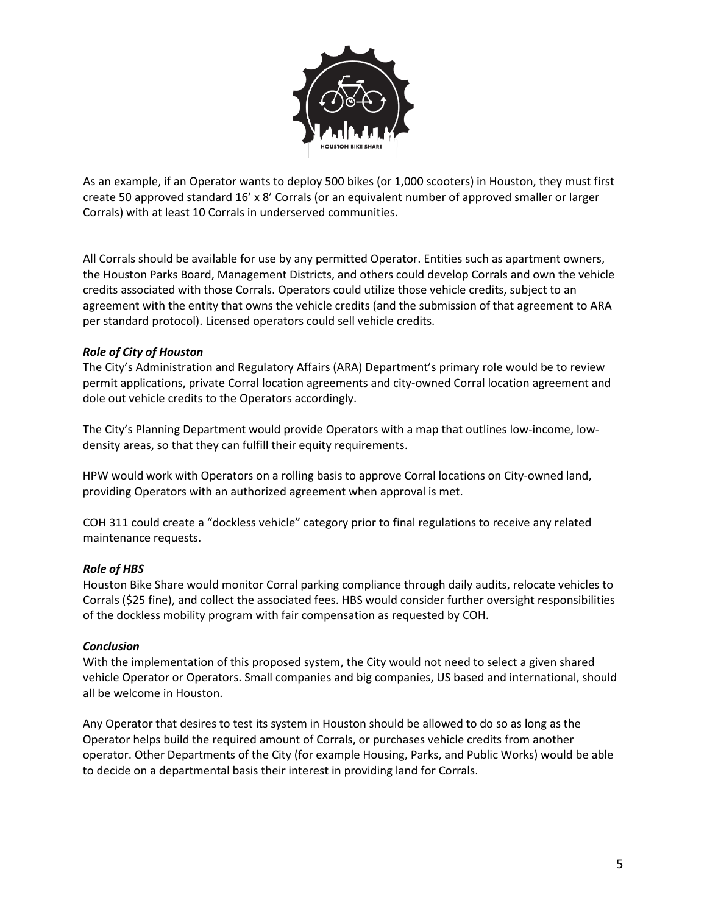As an example, if an Operator wants to deploy 500 bikes (or 1,000 scooters) in Houston, they must first create 50 approved standard 16' x 8' Corrals (or an equivalent number of approved smaller or larger Corrals) with at least 10 Corrals in underserved communities.

All Corrals should be available for use by any permitted Operator. Entities such as apartment owners, the Houston Parks Board, Management Districts, and others could develop Corrals and own the vehicle credits associated with those Corrals. Operators could utilize those vehicle credits, subject to an agreement with the entity that owns the vehicle credits (and the submission of that agreement to ARA per standard protocol). Licensed operators could sell vehicle credits.

### *Role of City of Houston*

The City's Administration and Regulatory Affairs (ARA) Department's primary role would be to review permit applications, private Corral location agreements and city-owned Corral location agreement and dole out vehicle credits to the Operators accordingly.

The City's Planning Department would provide Operators with a map that outlines low-income, low-density areas, so that they can fulfill their equity requirements.

HPW would work with Operators on a rolling basis to approve Corral locations on City-owned land, providing Operators with an authorized agreement when approval is met.

COH 311 could create a "dockless vehicle" category prior to final regulations to receive any related maintenance requests.

### *Role of HBS*

Houston Bike Share would monitor Corral parking compliance through daily audits, relocate vehicles to Corrals ($25 fine), and collect the associated fees. HBS would consider further oversight responsibilities of the dockless mobility program with fair compensation as requested by COH.

### *Conclusion*

With the implementation of this proposed system, the City would not need to select a given shared vehicle Operator or Operators. Small companies and big companies, US based and international, should all be welcome in Houston.

Any Operator that desires to test its system in Houston should be allowed to do so as long as the Operator helps build the required amount of Corrals, or purchases vehicle credits from another operator. Other Departments of the City (for example Housing, Parks, and Public Works) would be able to decide on a departmental basis their interest in providing land for Corrals.